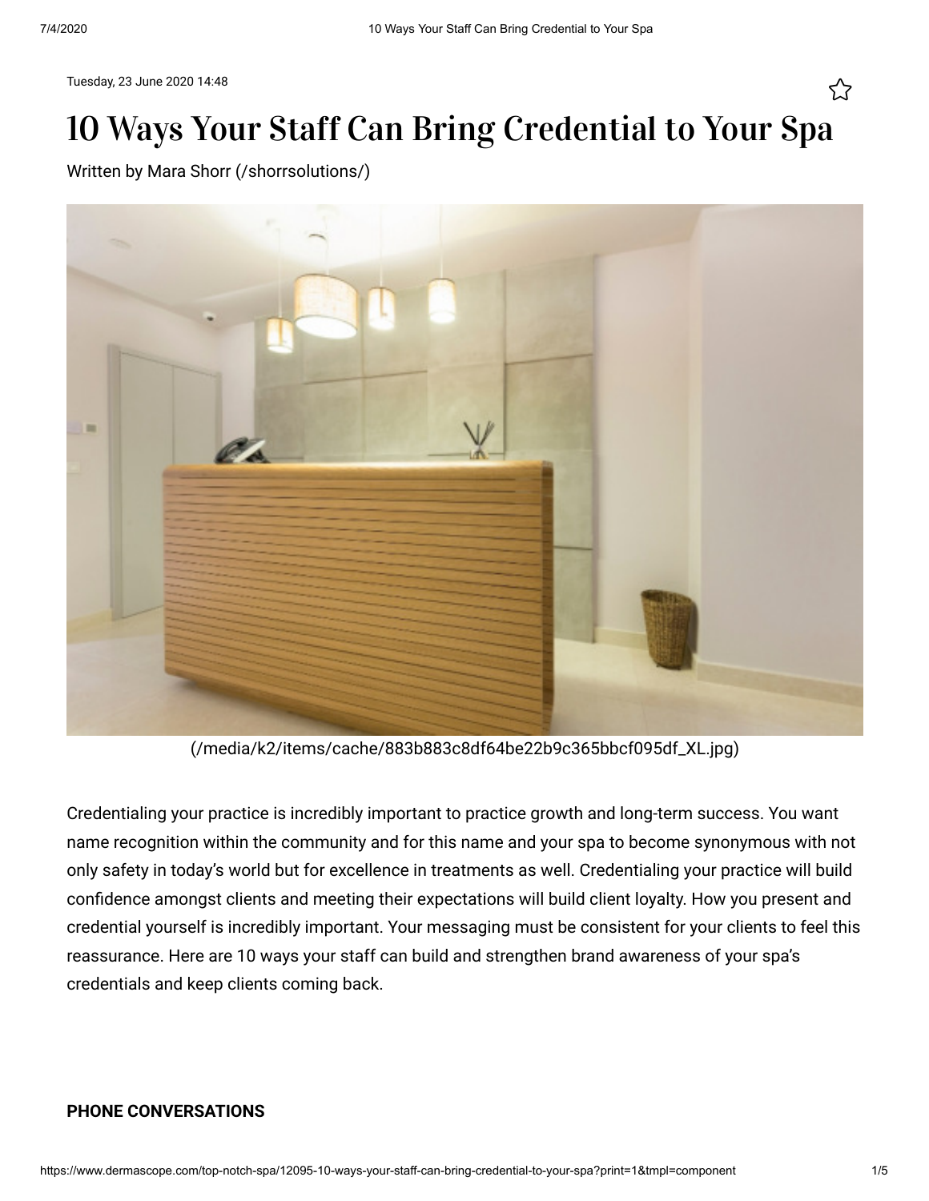Tuesday, 23 June 2020 14:48

# 10 Ways Your Staff Can Bring Credential to Your Spa

Written by Mara Shorr (/shorrsolutions/)

(/media/k2/items/cache/883b883c8df64be22b9c365bbcf095df_XL.jpg)

Credentialing your practice is incredibly important to practice growth and long-term success. You want name recognition within the community and for this name and your spa to become synonymous with not only safety in today's world but for excellence in treatments as well. Credentialing your practice will build confidence amongst clients and meeting their expectations will build client loyalty. How you present and credential yourself is incredibly important. Your messaging must be consistent for your clients to feel this reassurance. Here are 10 ways your staff can build and strengthen brand awareness of your spa's credentials and keep clients coming back.

**PHONE CONVERSATIONS**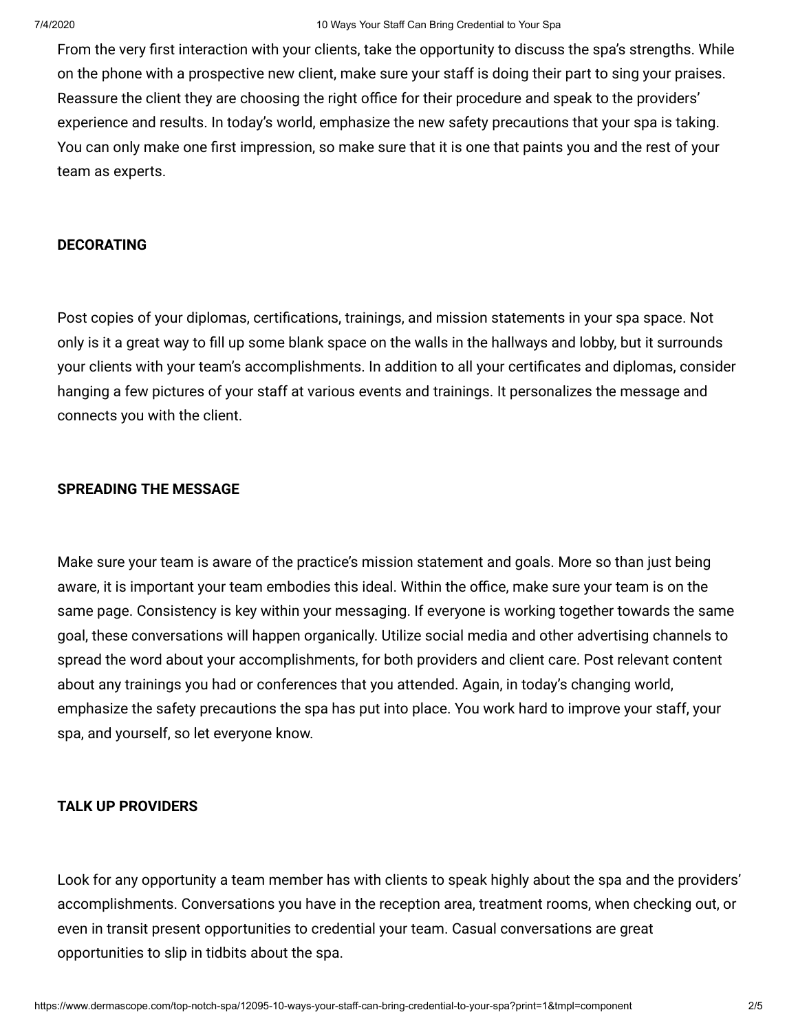From the very first interaction with your clients, take the opportunity to discuss the spa's strengths. While on the phone with a prospective new client, make sure your staff is doing their part to sing your praises. Reassure the client they are choosing the right office for their procedure and speak to the providers' experience and results. In today's world, emphasize the new safety precautions that your spa is taking. You can only make one first impression, so make sure that it is one that paints you and the rest of your team as experts.

**DECORATING**

Post copies of your diplomas, certifications, trainings, and mission statements in your spa space. Not only is it a great way to fill up some blank space on the walls in the hallways and lobby, but it surrounds your clients with your team's accomplishments. In addition to all your certificates and diplomas, consider hanging a few pictures of your staff at various events and trainings. It personalizes the message and connects you with the client.

**SPREADING THE MESSAGE**

Make sure your team is aware of the practice's mission statement and goals. More so than just being aware, it is important your team embodies this ideal. Within the office, make sure your team is on the same page. Consistency is key within your messaging. If everyone is working together towards the same goal, these conversations will happen organically. Utilize social media and other advertising channels to spread the word about your accomplishments, for both providers and client care. Post relevant content about any trainings you had or conferences that you attended. Again, in today's changing world, emphasize the safety precautions the spa has put into place. You work hard to improve your staff, your spa, and yourself, so let everyone know.

**TALK UP PROVIDERS**

Look for any opportunity a team member has with clients to speak highly about the spa and the providers' accomplishments. Conversations you have in the reception area, treatment rooms, when checking out, or even in transit present opportunities to credential your team. Casual conversations are great opportunities to slip in tidbits about the spa.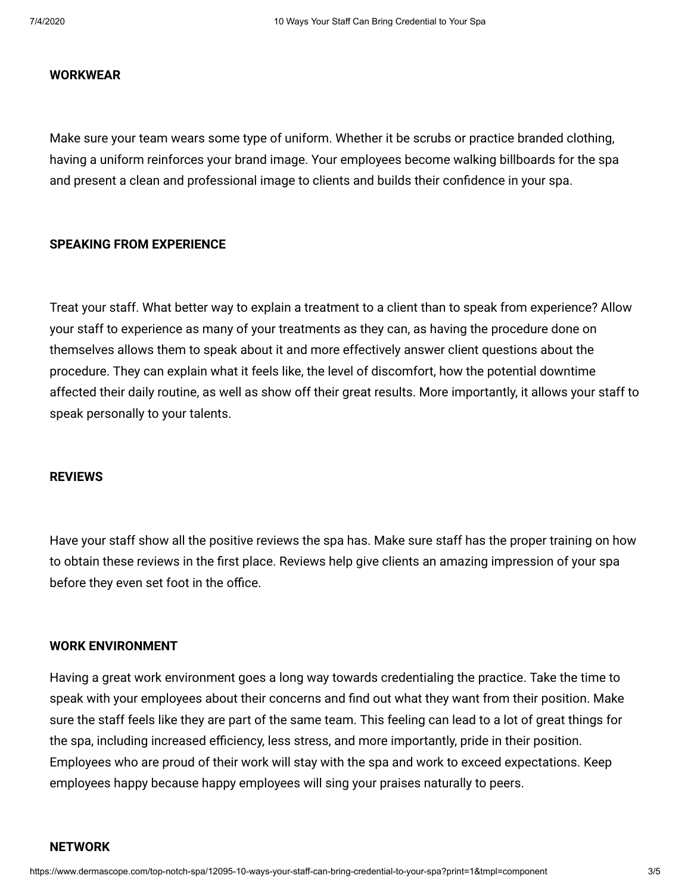#### WORKWEAR

Make sure your team wears some type of uniform. Whether it be scrubs or practice branded clothing, having a uniform reinforces your brand image. Your employees become walking billboards for the spa and present a clean and professional image to clients and builds their confidence in your spa.

#### SPEAKING FROM EXPERIENCE

Treat your staff. What better way to explain a treatment to a client than to speak from experience? Allow your staff to experience as many of your treatments as they can, as having the procedure done on themselves allows them to speak about it and more effectively answer client questions about the procedure. They can explain what it feels like, the level of discomfort, how the potential downtime affected their daily routine, as well as show off their great results. More importantly, it allows your staff to speak personally to your talents.

#### REVIEWS

Have your staff show all the positive reviews the spa has. Make sure staff has the proper training on how to obtain these reviews in the first place. Reviews help give clients an amazing impression of your spa before they even set foot in the office.

#### WORK ENVIRONMENT

Having a great work environment goes a long way towards credentialing the practice. Take the time to speak with your employees about their concerns and find out what they want from their position. Make sure the staff feels like they are part of the same team. This feeling can lead to a lot of great things for the spa, including increased efficiency, less stress, and more importantly, pride in their position. Employees who are proud of their work will stay with the spa and work to exceed expectations. Keep employees happy because happy employees will sing your praises naturally to peers.

#### NETWORK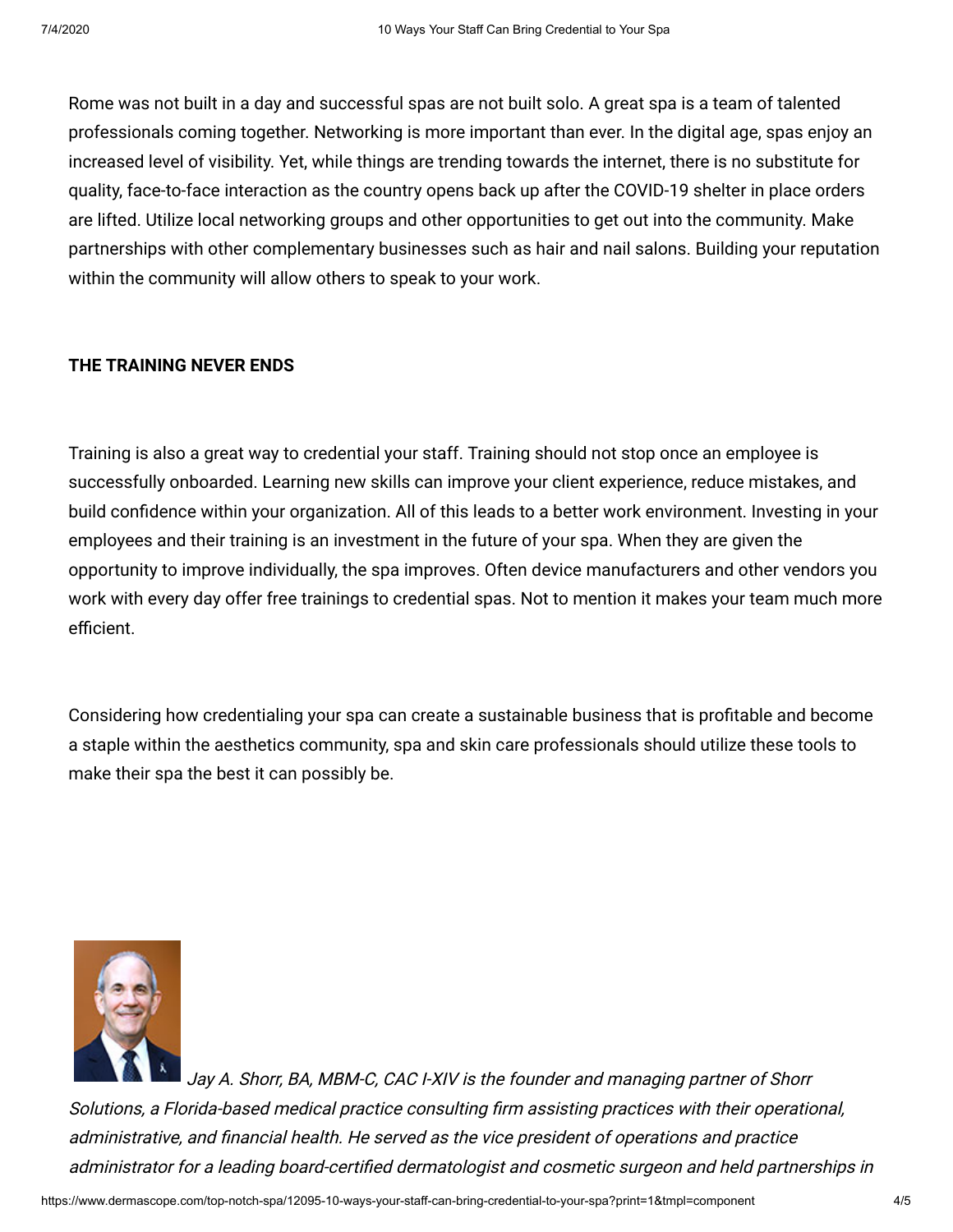Rome was not built in a day and successful spas are not built solo. A great spa is a team of talented professionals coming together. Networking is more important than ever. In the digital age, spas enjoy an increased level of visibility. Yet, while things are trending towards the internet, there is no substitute for quality, face-to-face interaction as the country opens back up after the COVID-19 shelter in place orders are lifted. Utilize local networking groups and other opportunities to get out into the community. Make partnerships with other complementary businesses such as hair and nail salons. Building your reputation within the community will allow others to speak to your work.

**THE TRAINING NEVER ENDS**

Training is also a great way to credential your staff. Training should not stop once an employee is successfully onboarded. Learning new skills can improve your client experience, reduce mistakes, and build confidence within your organization. All of this leads to a better work environment. Investing in your employees and their training is an investment in the future of your spa. When they are given the opportunity to improve individually, the spa improves. Often device manufacturers and other vendors you work with every day offer free trainings to credential spas. Not to mention it makes your team much more efficient.

Considering how credentialing your spa can create a sustainable business that is profitable and become a staple within the aesthetics community, spa and skin care professionals should utilize these tools to make their spa the best it can possibly be.

*Jay A. Shorr, BA, MBM-C, CAC I-XIV is the founder and managing partner of Shorr Solutions, a Florida-based medical practice consulting firm assisting practices with their operational, administrative, and financial health. He served as the vice president of operations and practice administrator for a leading board-certified dermatologist and cosmetic surgeon and held partnerships in*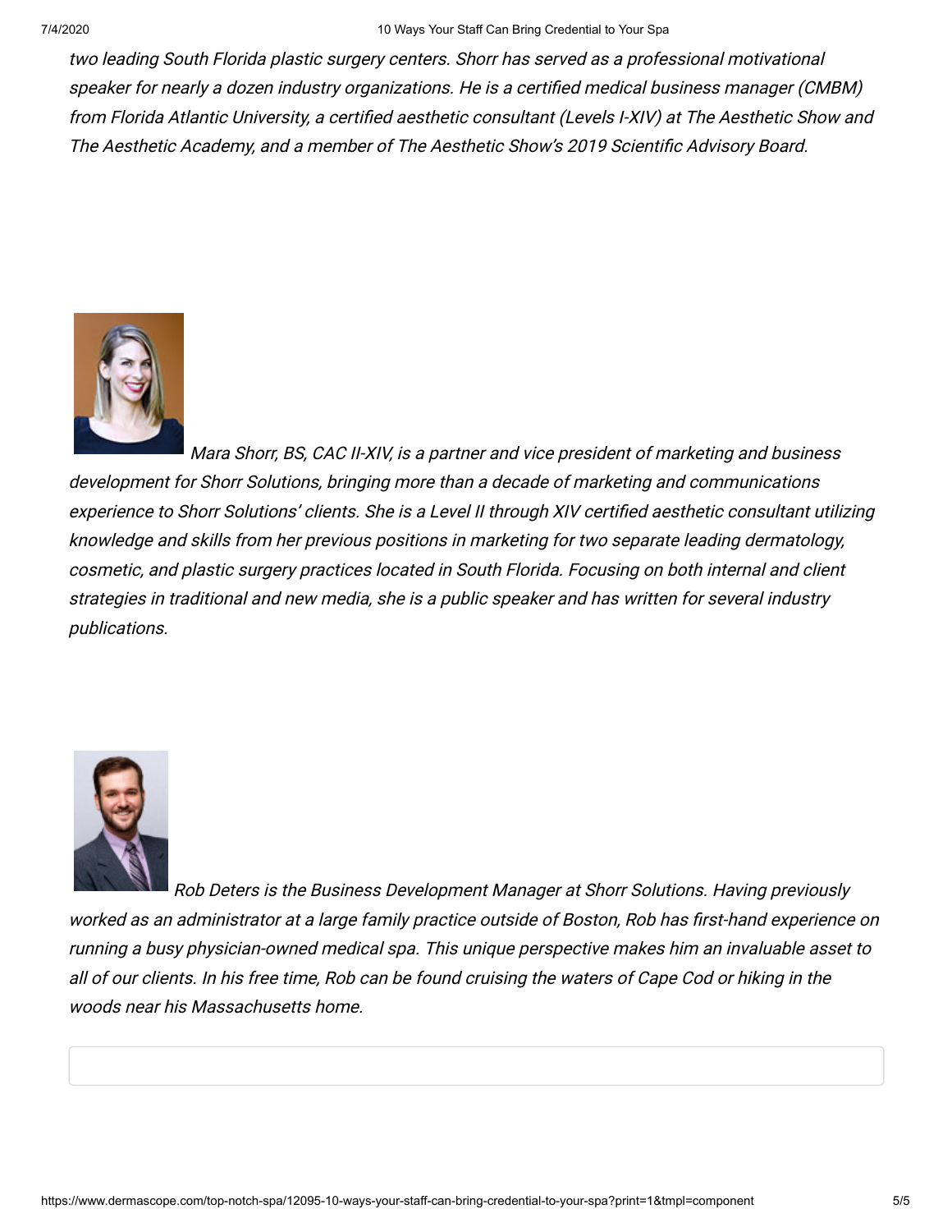*two leading South Florida plastic surgery centers. Shorr has served as a professional motivational speaker for nearly a dozen industry organizations. He is a certified medical business manager (CMBM) from Florida Atlantic University, a certified aesthetic consultant (Levels I-XIV) at The Aesthetic Show and The Aesthetic Academy, and a member of The Aesthetic Show's 2019 Scientific Advisory Board.*

*Mara Shorr, BS, CAC II-XIV, is a partner and vice president of marketing and business development for Shorr Solutions, bringing more than a decade of marketing and communications experience to Shorr Solutions' clients. She is a Level II through XIV certified aesthetic consultant utilizing knowledge and skills from her previous positions in marketing for two separate leading dermatology, cosmetic, and plastic surgery practices located in South Florida. Focusing on both internal and client strategies in traditional and new media, she is a public speaker and has written for several industry publications.*

*Rob Deters is the Business Development Manager at Shorr Solutions. Having previously worked as an administrator at a large family practice outside of Boston, Rob has first-hand experience on running a busy physician-owned medical spa. This unique perspective makes him an invaluable asset to all of our clients. In his free time, Rob can be found cruising the waters of Cape Cod or hiking in the woods near his Massachusetts home.*